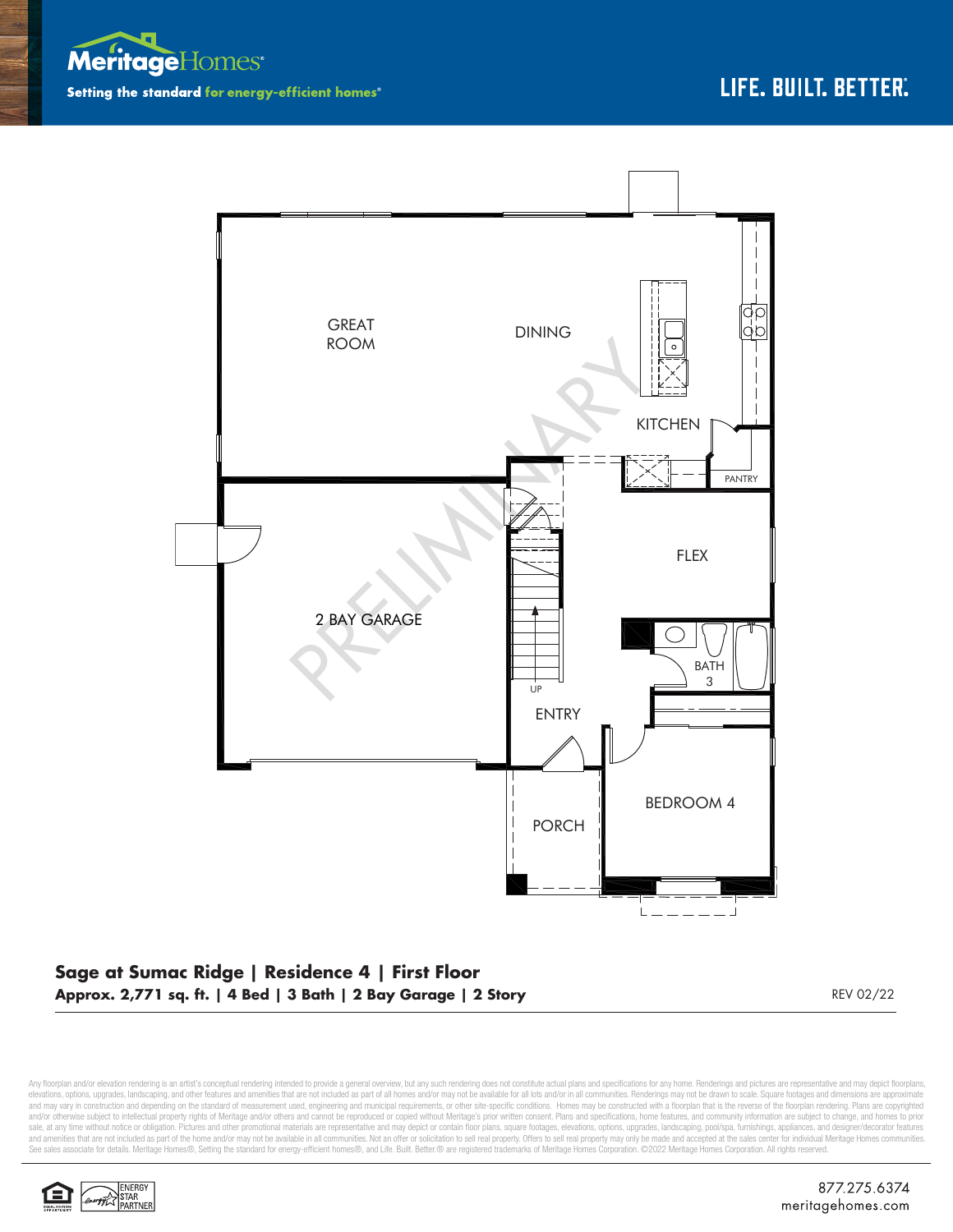Meritage Homes

Setting the standard for energy-efficient homes®

LIFE. BUILT. BETTER.

GREAT ROOM

DINING

KITCHEN

PANTRY

FLEX

2 BAY GARAGE

UP

BATH 3

ENTRY

PORCH

BEDROOM 4

PRELIMINARY

## Sage at Sumac Ridge | Residence 4 | First Floor

**Approx. 2,771 sq. ft. | 4 Bed | 3 Bath | 2 Bay Garage | 2 Story**

REV 02/22

Any floorplan and/or elevation rendering is an artist's conceptual rendering intended to provide a general overview, but any such rendering does not constitute actual plans and specifications for any home. Renderings and pictures are representative and may depict floorplans, elevations, options, upgrades, landscaping, and other features and amenities that are not included as part of all homes and/or may not be available for all lots and/or in all communities. Renderings may not be drawn to scale. Square footages and dimensions are approximate and may vary in construction and depending on the standard of measurement used, engineering and municipal requirements, or other site-specific conditions. Homes may be constructed with a floorplan that is the reverse of the floorplan rendering. Plans are copyrighted and/or otherwise subject to intellectual property rights of Meritage and/or others and cannot be reproduced or copied without Meritage's prior written consent. Plans and specifications, home features, and community information are subject to change, and homes to prior sale, at any time without notice or obligation. Pictures and other promotional materials are representative and may depict or contain floor plans, square footages, elevations, options, upgrades, landscaping, pool/spa, furnishings, appliances, and designer/decorator features and amenities that are not included as part of the home and/or may not be available in all communities. Not an offer or solicitation to sell real property. Offers to sell real property may only be made and accepted at the sales center for individual Meritage Homes communities. See sales associate for details. Meritage Homes®, Setting the standard for energy-efficient homes®, and Life. Built. Better.® are registered trademarks of Meritage Homes Corporation. ©2022 Meritage Homes Corporation. All rights reserved.

ENERGY STAR PARTNER

877.275.6374
meritagehomes.com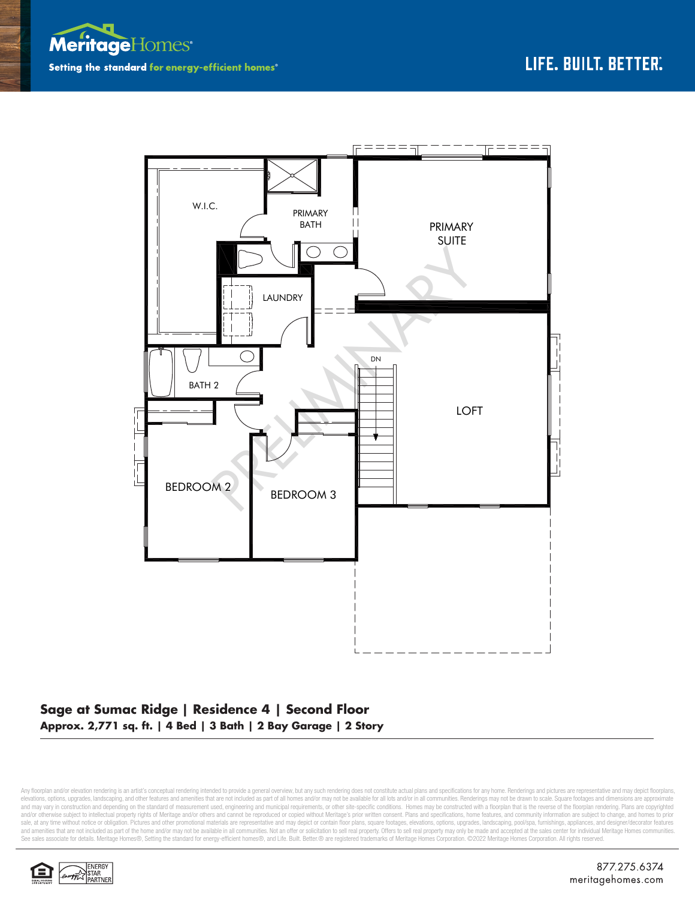Meritage Homes

Setting the standard for energy-efficient homes®

LIFE. BUILT. BETTER.

W.I.C.

PRIMARY BATH

PRIMARY SUITE

LAUNDRY

BATH 2

DN

LOFT

BEDROOM 2

BEDROOM 3

PRELIMINARY

## Sage at Sumac Ridge | Residence 4 | Second Floor

**Approx. 2,771 sq. ft. | 4 Bed | 3 Bath | 2 Bay Garage | 2 Story**

Any floorplan and/or elevation rendering is an artist's conceptual rendering intended to provide a general overview, but any such rendering does not constitute actual plans and specifications for any home. Renderings and pictures are representative and may depict floorplans, elevations, options, upgrades, landscaping, and other features and amenities that are not included as part of all homes and/or may not be available for all lots and/or in all communities. Renderings may not be drawn to scale. Square footages and dimensions are approximate and may vary in construction and depending on the standard of measurement used, engineering and municipal requirements, or other site-specific conditions. Homes may be constructed with a floorplan that is the reverse of the floorplan rendering. Plans are copyrighted and/or otherwise subject to intellectual property rights of Meritage and/or others and cannot be reproduced or copied without Meritage's prior written consent. Plans and specifications, home features, and community information are subject to change, and homes to prior sale, at any time without notice or obligation. Pictures and other promotional materials are representative and may depict or contain floor plans, square footages, elevations, options, upgrades, landscaping, pool/spa, furnishings, appliances, and designer/decorator features and amenities that are not included as part of the home and/or may not be available in all communities. Not an offer or solicitation to sell real property. Offers to sell real property may only be made and accepted at the sales center for individual Meritage Homes communities. See sales associate for details. Meritage Homes®, Setting the standard for energy-efficient homes®, and Life. Built. Better.® are registered trademarks of Meritage Homes Corporation. ©2022 Meritage Homes Corporation. All rights reserved.

ENERGY STAR PARTNER

877.275.6374
meritagehomes.com